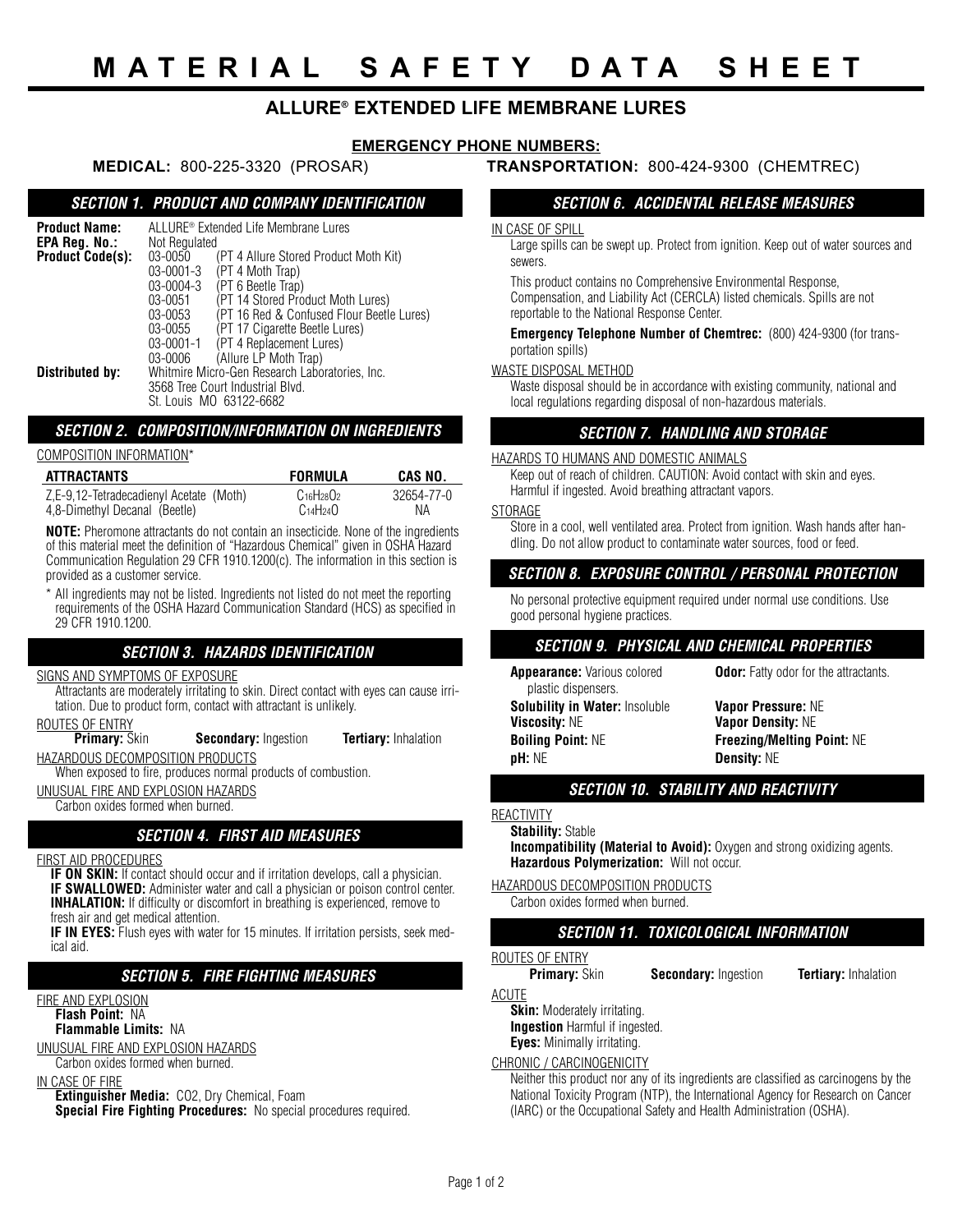# MATERIAL SAFETY DATA SHEET

## ALLURE® EXTENDED LIFE MEMBRANE LURES

**EMERGENCY PHONE NUMBERS:**

**MEDICAL:** 800-225-3320 (PROSAR) **TRANSPORTATION:** 800-424-9300 (CHEMTREC)

### SECTION 1. PRODUCT AND COMPANY IDENTIFICATION

**Product Name:** ALLURE® Extended Life Membrane Lures
**EPA Reg. No.:** Not Regulated
**Product Code(s):**
- 03-0050 (PT 4 Allure Stored Product Moth Kit)
- 03-0001-3 (PT 4 Moth Trap)
- 03-0004-3 (PT 6 Beetle Trap)
- 03-0051 (PT 14 Stored Product Moth Lures)
- 03-0053 (PT 16 Red & Confused Flour Beetle Lures)
- 03-0055 (PT 17 Cigarette Beetle Lures)
- 03-0001-1 (PT 4 Replacement Lures)
- 03-0006 (Allure LP Moth Trap)

**Distributed by:** Whitmire Micro-Gen Research Laboratories, Inc.
3568 Tree Court Industrial Blvd.
St. Louis MO 63122-6682

### SECTION 2. COMPOSITION/INFORMATION ON INGREDIENTS

COMPOSITION INFORMATION*

| ATTRACTANTS | FORMULA | CAS NO. |
|---|---|---|
| Z,E-9,12-Tetradecadienyl Acetate (Moth) | $C_{16}H_{28}O_2$ | 32654-77-0 |
| 4,8-Dimethyl Decanal (Beetle) | $C_{14}H_{24}O$ | NA |

**NOTE:** Pheromone attractants do not contain an insecticide. None of the ingredients of this material meet the definition of "Hazardous Chemical" given in OSHA Hazard Communication Regulation 29 CFR 1910.1200(c). The information in this section is provided as a customer service.

\* All ingredients may not be listed. Ingredients not listed do not meet the reporting requirements of the OSHA Hazard Communication Standard (HCS) as specified in 29 CFR 1910.1200.

### SECTION 3. HAZARDS IDENTIFICATION

SIGNS AND SYMPTOMS OF EXPOSURE

Attractants are moderately irritating to skin. Direct contact with eyes can cause irritation. Due to product form, contact with attractant is unlikely.

ROUTES OF ENTRY

**Primary:** Skin **Secondary:** Ingestion **Tertiary:** Inhalation

HAZARDOUS DECOMPOSITION PRODUCTS

When exposed to fire, produces normal products of combustion.

UNUSUAL FIRE AND EXPLOSION HAZARDS

Carbon oxides formed when burned.

### SECTION 4. FIRST AID MEASURES

FIRST AID PROCEDURES

**IF ON SKIN:** If contact should occur and if irritation develops, call a physician.
**IF SWALLOWED:** Administer water and call a physician or poison control center.
**INHALATION:** If difficulty or discomfort in breathing is experienced, remove to fresh air and get medical attention.
**IF IN EYES:** Flush eyes with water for 15 minutes. If irritation persists, seek medical aid.

### SECTION 5. FIRE FIGHTING MEASURES

FIRE AND EXPLOSION

**Flash Point:** NA
**Flammable Limits:** NA

UNUSUAL FIRE AND EXPLOSION HAZARDS

Carbon oxides formed when burned.

IN CASE OF FIRE

**Extinguisher Media:** CO2, Dry Chemical, Foam
**Special Fire Fighting Procedures:** No special procedures required.

### SECTION 6. ACCIDENTAL RELEASE MEASURES

IN CASE OF SPILL

Large spills can be swept up. Protect from ignition. Keep out of water sources and sewers.

This product contains no Comprehensive Environmental Response, Compensation, and Liability Act (CERCLA) listed chemicals. Spills are not reportable to the National Response Center.

**Emergency Telephone Number of Chemtrec:** (800) 424-9300 (for transportation spills)

WASTE DISPOSAL METHOD

Waste disposal should be in accordance with existing community, national and local regulations regarding disposal of non-hazardous materials.

### SECTION 7. HANDLING AND STORAGE

HAZARDS TO HUMANS AND DOMESTIC ANIMALS

Keep out of reach of children. CAUTION: Avoid contact with skin and eyes. Harmful if ingested. Avoid breathing attractant vapors.

STORAGE

Store in a cool, well ventilated area. Protect from ignition. Wash hands after handling. Do not allow product to contaminate water sources, food or feed.

### SECTION 8. EXPOSURE CONTROL / PERSONAL PROTECTION

No personal protective equipment required under normal use conditions. Use good personal hygiene practices.

### SECTION 9. PHYSICAL AND CHEMICAL PROPERTIES

**Appearance:** Various colored plastic dispensers.
**Odor:** Fatty odor for the attractants.
**Solubility in Water:** Insoluble
**Vapor Pressure:** NE
**Viscosity:** NE
**Vapor Density:** NE
**Boiling Point:** NE
**Freezing/Melting Point:** NE
**pH:** NE
**Density:** NE

### SECTION 10. STABILITY AND REACTIVITY

REACTIVITY

**Stability:** Stable
**Incompatibility (Material to Avoid):** Oxygen and strong oxidizing agents.
**Hazardous Polymerization:** Will not occur.

HAZARDOUS DECOMPOSITION PRODUCTS

Carbon oxides formed when burned.

### SECTION 11. TOXICOLOGICAL INFORMATION

ROUTES OF ENTRY

**Primary:** Skin **Secondary:** Ingestion **Tertiary:** Inhalation

ACUTE

**Skin:** Moderately irritating.
**Ingestion** Harmful if ingested.
**Eyes:** Minimally irritating.

CHRONIC / CARCINOGENICITY

Neither this product nor any of its ingredients are classified as carcinogens by the National Toxicity Program (NTP), the International Agency for Research on Cancer (IARC) or the Occupational Safety and Health Administration (OSHA).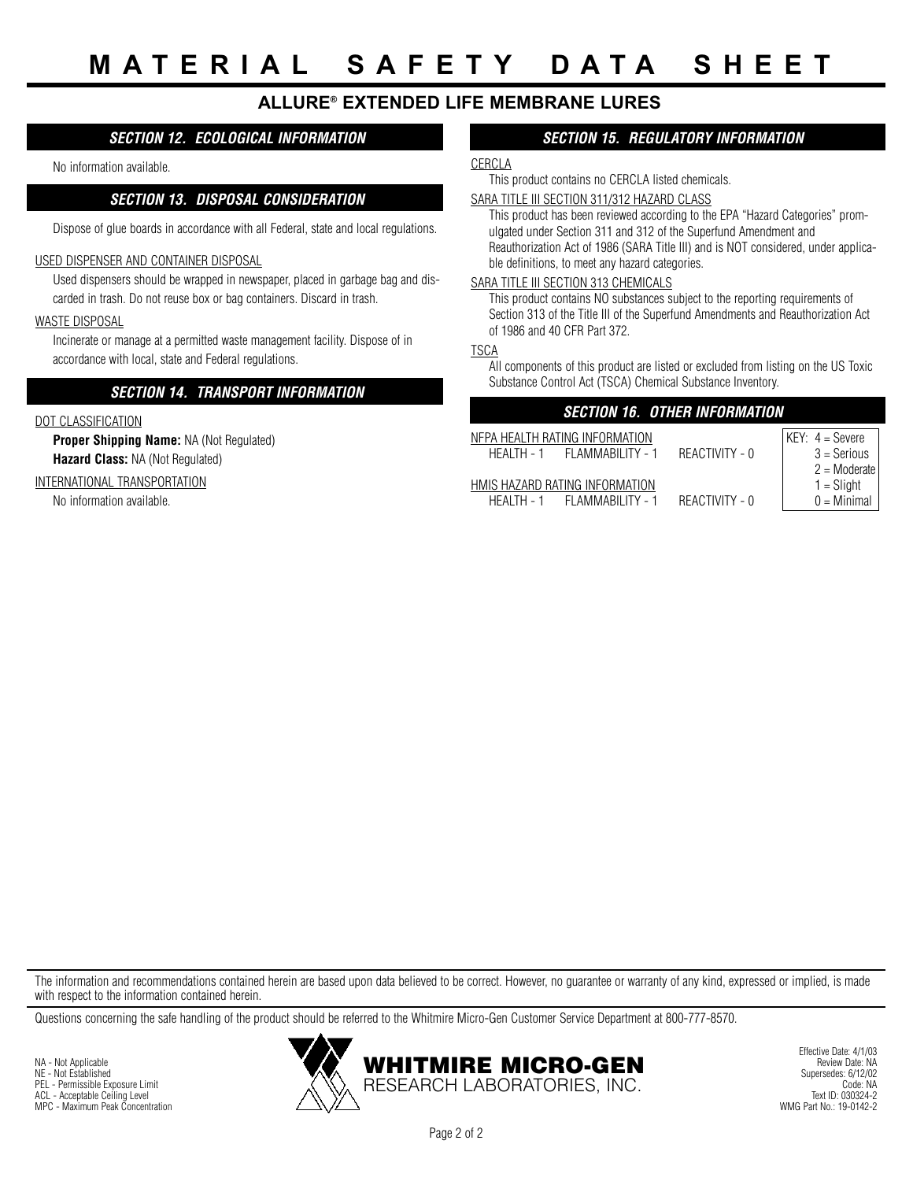# MATERIAL SAFETY DATA SHEET

## ALLURE® EXTENDED LIFE MEMBRANE LURES

### SECTION 12. ECOLOGICAL INFORMATION

No information available.

### SECTION 13. DISPOSAL CONSIDERATION

Dispose of glue boards in accordance with all Federal, state and local regulations.

USED DISPENSER AND CONTAINER DISPOSAL

Used dispensers should be wrapped in newspaper, placed in garbage bag and discarded in trash. Do not reuse box or bag containers. Discard in trash.

WASTE DISPOSAL

Incinerate or manage at a permitted waste management facility. Dispose of in accordance with local, state and Federal regulations.

### SECTION 14. TRANSPORT INFORMATION

DOT CLASSIFICATION

**Proper Shipping Name:** NA (Not Regulated)

**Hazard Class:** NA (Not Regulated)

INTERNATIONAL TRANSPORTATION

No information available.

### SECTION 15. REGULATORY INFORMATION

CERCLA

This product contains no CERCLA listed chemicals.

SARA TITLE III SECTION 311/312 HAZARD CLASS

This product has been reviewed according to the EPA "Hazard Categories" promulgated under Section 311 and 312 of the Superfund Amendment and Reauthorization Act of 1986 (SARA Title III) and is NOT considered, under applicable definitions, to meet any hazard categories.

SARA TITLE III SECTION 313 CHEMICALS

This product contains NO substances subject to the reporting requirements of Section 313 of the Title III of the Superfund Amendments and Reauthorization Act of 1986 and 40 CFR Part 372.

TSCA

All components of this product are listed or excluded from listing on the US Toxic Substance Control Act (TSCA) Chemical Substance Inventory.

### SECTION 16. OTHER INFORMATION

NFPA HEALTH RATING INFORMATION

HEALTH - 1 FLAMMABILITY - 1 REACTIVITY - 0

HMIS HAZARD RATING INFORMATION

HEALTH - 1 FLAMMABILITY - 1 REACTIVITY - 0

KEY: 4 = Severe
3 = Serious
2 = Moderate
1 = Slight
0 = Minimal

The information and recommendations contained herein are based upon data believed to be correct. However, no guarantee or warranty of any kind, expressed or implied, is made with respect to the information contained herein.

Questions concerning the safe handling of the product should be referred to the Whitmire Micro-Gen Customer Service Department at 800-777-8570.

NA - Not Applicable
NE - Not Established
PEL - Permissible Exposure Limit
ACL - Acceptable Ceiling Level
MPC - Maximum Peak Concentration

WHITMIRE MICRO-GEN
RESEARCH LABORATORIES, INC.

Effective Date: 4/1/03
Review Date: NA
Supersedes: 6/12/02
Code: NA
Text ID: 030324-2
WMG Part No.: 19-0142-2